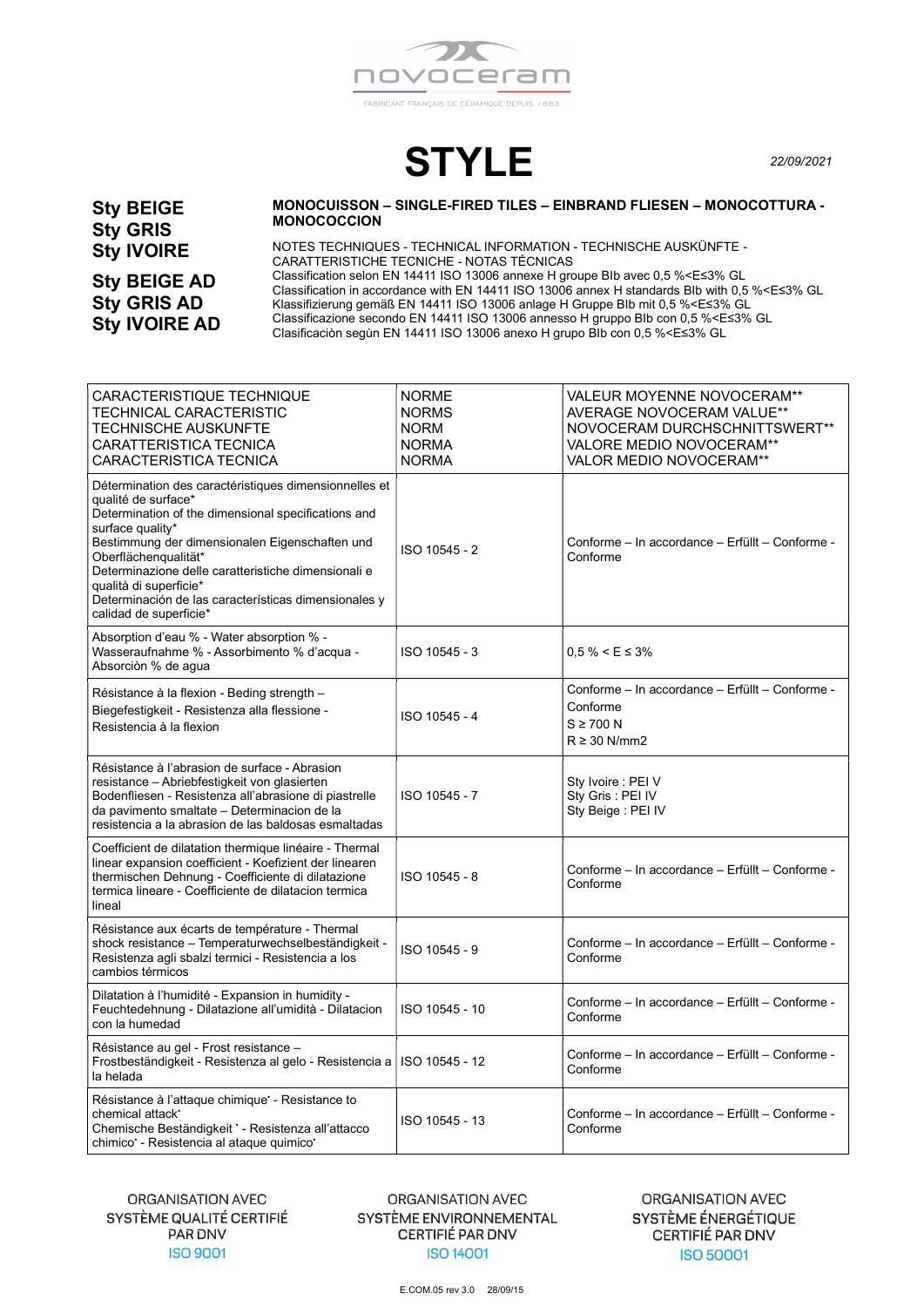novoceram

FABRICANT FRANÇAIS DE CÉRAMIQUE DEPUIS 1863

# STYLE

*22/09/2021*

**Sty BEIGE**
**Sty GRIS**
**Sty IVOIRE**

**Sty BEIGE AD**
**Sty GRIS AD**
**Sty IVOIRE AD**

**MONOCUISSON – SINGLE-FIRED TILES – EINBRAND FLIESEN – MONOCOTTURA - MONOCOCCION**

NOTES TECHNIQUES - TECHNICAL INFORMATION - TECHNISCHE AUSKÜNFTE - CARATTERISTICHE TECNICHE - NOTAS TÉCNICAS
Classification selon EN 14411 ISO 13006 annexe H groupe BIb avec 0,5 %<E≤3% GL
Classification in accordance with EN 14411 ISO 13006 annex H standards BIb with 0,5 %<E≤3% GL
Klassifizierung gemäß EN 14411 ISO 13006 anlage H Gruppe BIb mit 0,5 %<E≤3% GL
Classificazione secondo EN 14411 ISO 13006 annesso H gruppo BIb con 0,5 %<E≤3% GL
Clasificaciòn segùn EN 14411 ISO 13006 anexo H grupo BIb con 0,5 %<E≤3% GL

| CARACTERISTIQUE TECHNIQUE<br>TECHNICAL CARACTERISTIC<br>TECHNISCHE AUSKUNFTE<br>CARATTERISTICA TECNICA<br>CARACTERISTICA TECNICA | NORME<br>NORMS<br>NORM<br>NORMA<br>NORMA | VALEUR MOYENNE NOVOCERAM**<br>AVERAGE NOVOCERAM VALUE**<br>NOVOCERAM DURCHSCHNITTSWERT**<br>VALORE MEDIO NOVOCERAM**<br>VALOR MEDIO NOVOCERAM** |
|---|---|---|
| Détermination des caractéristiques dimensionnelles et qualité de surface*<br>Determination of the dimensional specifications and surface quality*<br>Bestimmung der dimensionalen Eigenschaften und Oberflächenqualität*<br>Determinazione delle caratteristiche dimensionali e qualità di superficie*<br>Determinación de las características dimensionales y calidad de superficie* | ISO 10545 - 2 | Conforme – In accordance – Erfüllt – Conforme - Conforme |
| Absorption d'eau % - Water absorption % - Wasseraufnahme % - Assorbimento % d'acqua - Absorciòn % de agua | ISO 10545 - 3 | 0,5 % < E ≤ 3% |
| Résistance à la flexion - Beding strength – Biegefestigkeit - Resistenza alla flessione - Resistencia à la flexion | ISO 10545 - 4 | Conforme – In accordance – Erfüllt – Conforme - Conforme<br>S ≥ 700 N<br>R ≥ 30 N/mm2 |
| Résistance à l'abrasion de surface - Abrasion resistance – Abriebfestigkeit von glasierten Bodenfliesen - Resistenza all'abrasione di piastrelle da pavimento smaltate – Determinacion de la resistencia a la abrasion de las baldosas esmaltadas | ISO 10545 - 7 | Sty Ivoire : PEI V<br>Sty Gris : PEI IV<br>Sty Beige : PEI IV |
| Coefficient de dilatation thermique linéaire - Thermal linear expansion coefficient - Koefizient der linearen thermischen Dehnung - Coefficiente di dilatazione termica lineare - Coefficiente de dilatacion termica lineal | ISO 10545 - 8 | Conforme – In accordance – Erfüllt – Conforme - Conforme |
| Résistance aux écarts de température - Thermal shock resistance – Temperaturwechselbeständigkeit - Resistenza agli sbalzi termici - Resistencia a los cambios térmicos | ISO 10545 - 9 | Conforme – In accordance – Erfüllt – Conforme - Conforme |
| Dilatation à l'humidité - Expansion in humidity - Feuchtedehnung - Dilatazione all'umidità - Dilatacion con la humedad | ISO 10545 - 10 | Conforme – In accordance – Erfüllt – Conforme - Conforme |
| Résistance au gel - Frost resistance – Frostbeständigkeit - Resistenza al gelo - Resistencia a la helada | ISO 10545 - 12 | Conforme – In accordance – Erfüllt – Conforme - Conforme |
| Résistance à l'attaque chimique˙ - Resistance to chemical attack˙<br>Chemische Beständigkeit ˙ - Resistenza all'attacco chimico˙ - Resistencia al ataque quimico˙ | ISO 10545 - 13 | Conforme – In accordance – Erfüllt – Conforme - Conforme |

ORGANISATION AVEC SYSTÈME QUALITÉ CERTIFIÉ PAR DNV
ISO 9001

ORGANISATION AVEC SYSTÈME ENVIRONNEMENTAL CERTIFIÉ PAR DNV
ISO 14001

ORGANISATION AVEC SYSTÈME ÉNERGÉTIQUE CERTIFIÉ PAR DNV
ISO 50001

E.COM.05 rev 3.0 28/09/15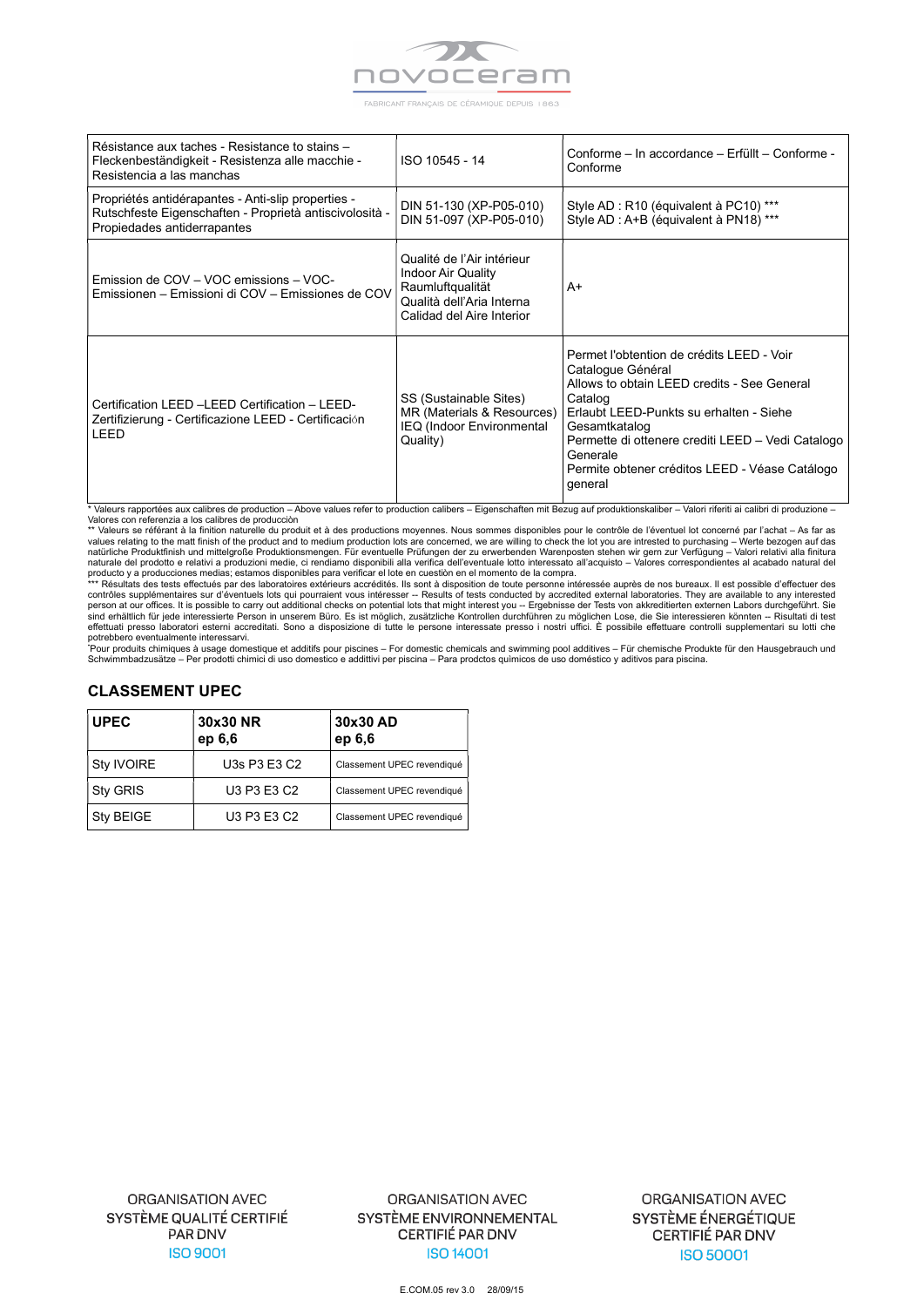novoceram

FABRICANT FRANÇAIS DE CÉRAMIQUE DEPUIS 1863

| | | |
|---|---|---|
| Résistance aux taches - Resistance to stains – Fleckenbeständigkeit - Resistenza alle macchie - Resistencia a las manchas | ISO 10545 - 14 | Conforme – In accordance – Erfüllt – Conforme - Conforme |
| Propriétés antidérapantes - Anti-slip properties - Rutschfeste Eigenschaften - Proprietà antiscivolosità - Propiedades antiderrapantes | DIN 51-130 (XP-P05-010)<br>DIN 51-097 (XP-P05-010) | Style AD : R10 (équivalent à PC10) ***<br>Style AD : A+B (équivalent à PN18) *** |
| Emission de COV – VOC emissions – VOC-Emissionen – Emissioni di COV – Emissiones de COV | Qualité de l'Air intérieur<br>Indoor Air Quality<br>Raumluftqualität<br>Qualità dell'Aria Interna<br>Calidad del Aire Interior | A+ |
| Certification LEED –LEED Certification – LEED-Zertifizierung - Certificazione LEED - Certificación LEED | SS (Sustainable Sites)<br>MR (Materials & Resources)<br>IEQ (Indoor Environmental Quality) | Permet l'obtention de crédits LEED - Voir Catalogue Général<br>Allows to obtain LEED credits - See General Catalog<br>Erlaubt LEED-Punkts su erhalten - Siehe Gesamtkatalog<br>Permette di ottenere crediti LEED – Vedi Catalogo Generale<br>Permite obtener créditos LEED - Véase Catálogo general |

* Valeurs rapportées aux calibres de production – Above values refer to production calibers – Eigenschaften mit Bezug auf produktionskaliber – Valori riferiti ai calibri di produzione – Valores con referenzia a los calibres de producciòn

** Valeurs se référant à la finition naturelle du produit et à des productions moyennes. Nous sommes disponibles pour le contrôle de l'éventuel lot concerné par l'achat – As far as values relating to the matt finish of the product and to medium production lots are concerned, we are willing to check the lot you are intrested to purchasing – Werte bezogen auf das natürliche Produktfinish und mittelgroße Produktionsmengen. Für eventuelle Prüfungen der zu erwerbenden Warenposten stehen wir gern zur Verfügung – Valori relativi alla finitura naturale del prodotto e relativi a produzioni medie, ci rendiamo disponibili alla verifica dell'eventuale lotto interessato all'acquisto – Valores correspondientes al acabado natural del producto y a producciones medias; estamos disponibles para verificar el lote en cuestiòn en el momento de la compra.

*** Résultats des tests effectués par des laboratoires extérieurs accrédités. Ils sont à disposition de toute personne intéressée auprès de nos bureaux. Il est possible d'effectuer des contrôles supplémentaires sur d'éventuels lots qui pourraient vous intéresser -- Results of tests conducted by accredited external laboratories. They are available to any interested person at our offices. It is possible to carry out additional checks on potential lots that might interest you -- Ergebnisse der Tests von akkreditierten externen Labors durchgeführt. Sie sind erhältlich für jede interessierte Person in unserem Büro. Es ist möglich, zusätzliche Kontrollen durchführen zu möglichen Lose, die Sie interessieren könnten -- Risultati di test effettuati presso laboratori esterni accreditati. Sono a disposizione di tutte le persone interessate presso i nostri uffici. È possibile effettuare controlli supplementari su lotti che potrebbero eventualmente interessarvi.

°Pour produits chimiques à usage domestique et additifs pour piscines – For domestic chemicals and swimming pool additives – Für chemische Produkte für den Hausgebrauch und Schwimmbadzusätze – Per prodotti chimici di uso domestico e addittivi per piscina – Para prodctos quimicos de uso doméstico y aditivos para piscina.

## CLASSEMENT UPEC

| UPEC | 30x30 NR ep 6,6 | 30x30 AD ep 6,6 |
|---|---|---|
| Sty IVOIRE | U3s P3 E3 C2 | Classement UPEC revendiqué |
| Sty GRIS | U3 P3 E3 C2 | Classement UPEC revendiqué |
| Sty BEIGE | U3 P3 E3 C2 | Classement UPEC revendiqué |

ORGANISATION AVEC SYSTÈME QUALITÉ CERTIFIÉ PAR DNV ISO 9001

ORGANISATION AVEC SYSTÈME ENVIRONNEMENTAL CERTIFIÉ PAR DNV ISO 14001

ORGANISATION AVEC SYSTÈME ÉNERGÉTIQUE CERTIFIÉ PAR DNV ISO 50001

E.COM.05 rev 3.0 28/09/15